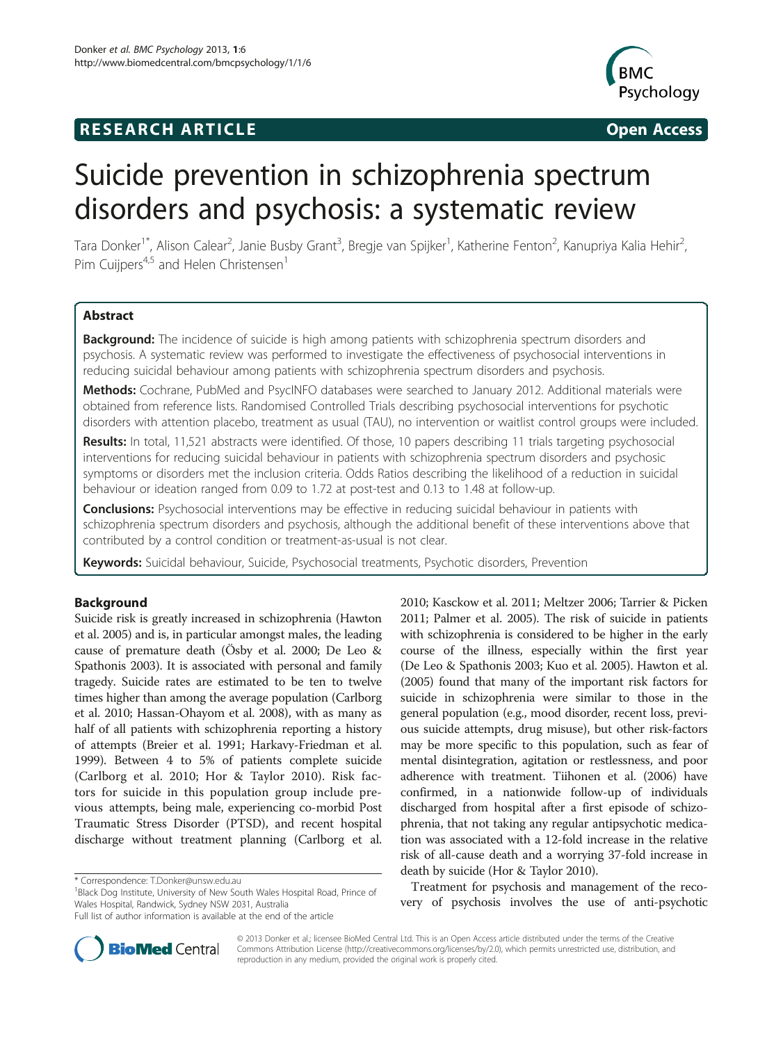RESEARCH ARTICLE

Open Access

# Suicide prevention in schizophrenia spectrum disorders and psychosis: a systematic review

Tara Donker[1*], Alison Calear[2], Janie Busby Grant[3], Bregje van Spijker[1], Katherine Fenton[2], Kanupriya Kalia Hehir[2], Pim Cuijpers[4,5] and Helen Christensen[1]

## Abstract

**Background:** The incidence of suicide is high among patients with schizophrenia spectrum disorders and psychosis. A systematic review was performed to investigate the effectiveness of psychosocial interventions in reducing suicidal behaviour among patients with schizophrenia spectrum disorders and psychosis.

**Methods:** Cochrane, PubMed and PsycINFO databases were searched to January 2012. Additional materials were obtained from reference lists. Randomised Controlled Trials describing psychosocial interventions for psychotic disorders with attention placebo, treatment as usual (TAU), no intervention or waitlist control groups were included.

**Results:** In total, 11,521 abstracts were identified. Of those, 10 papers describing 11 trials targeting psychosocial interventions for reducing suicidal behaviour in patients with schizophrenia spectrum disorders and psychotic symptoms or disorders met the inclusion criteria. Odds Ratios describing the likelihood of a reduction in suicidal behaviour or ideation ranged from 0.09 to 1.72 at post-test and 0.13 to 1.48 at follow-up.

**Conclusions:** Psychosocial interventions may be effective in reducing suicidal behaviour in patients with schizophrenia spectrum disorders and psychosis, although the additional benefit of these interventions above that contributed by a control condition or treatment-as-usual is not clear.

**Keywords:** Suicidal behaviour, Suicide, Psychosocial treatments, Psychotic disorders, Prevention

## Background

Suicide risk is greatly increased in schizophrenia (Hawton et al. 2005) and is, in particular amongst males, the leading cause of premature death (Ösby et al. 2000; De Leo & Spathonis 2003). It is associated with personal and family tragedy. Suicide rates are estimated to be ten to twelve times higher than among the average population (Carlborg et al. 2010; Hassan-Ohayom et al. 2008), with as many as half of all patients with schizophrenia reporting a history of attempts (Breier et al. 1991; Harkavy-Friedman et al. 1999). Between 4 to 5% of patients complete suicide (Carlborg et al. 2010; Hor & Taylor 2010). Risk factors for suicide in this population group include previous attempts, being male, experiencing co-morbid Post Traumatic Stress Disorder (PTSD), and recent hospital discharge without treatment planning (Carlborg et al. 2010; Kasckow et al. 2011; Meltzer 2006; Tarrier & Picken 2011; Palmer et al. 2005). The risk of suicide in patients with schizophrenia is considered to be higher in the early course of the illness, especially within the first year (De Leo & Spathonis 2003; Kuo et al. 2005). Hawton et al. (2005) found that many of the important risk factors for suicide in schizophrenia were similar to those in the general population (e.g., mood disorder, recent loss, previous suicide attempts, drug misuse), but other risk-factors may be more specific to this population, such as fear of mental disintegration, agitation or restlessness, and poor adherence with treatment. Tiihonen et al. (2006) have confirmed, in a nationwide follow-up of individuals discharged from hospital after a first episode of schizophrenia, that not taking any regular antipsychotic medication was associated with a 12-fold increase in the relative risk of all-cause death and a worrying 37-fold increase in death by suicide (Hor & Taylor 2010).

Treatment for psychosis and management of the recovery of psychosis involves the use of anti-psychotic

\* Correspondence: T.Donker@unsw.edu.au

[1]Black Dog Institute, University of New South Wales Hospital Road, Prince of Wales Hospital, Randwick, Sydney NSW 2031, Australia

Full list of author information is available at the end of the article

© 2013 Donker et al.; licensee BioMed Central Ltd. This is an Open Access article distributed under the terms of the Creative Commons Attribution License (http://creativecommons.org/licenses/by/2.0), which permits unrestricted use, distribution, and reproduction in any medium, provided the original work is properly cited.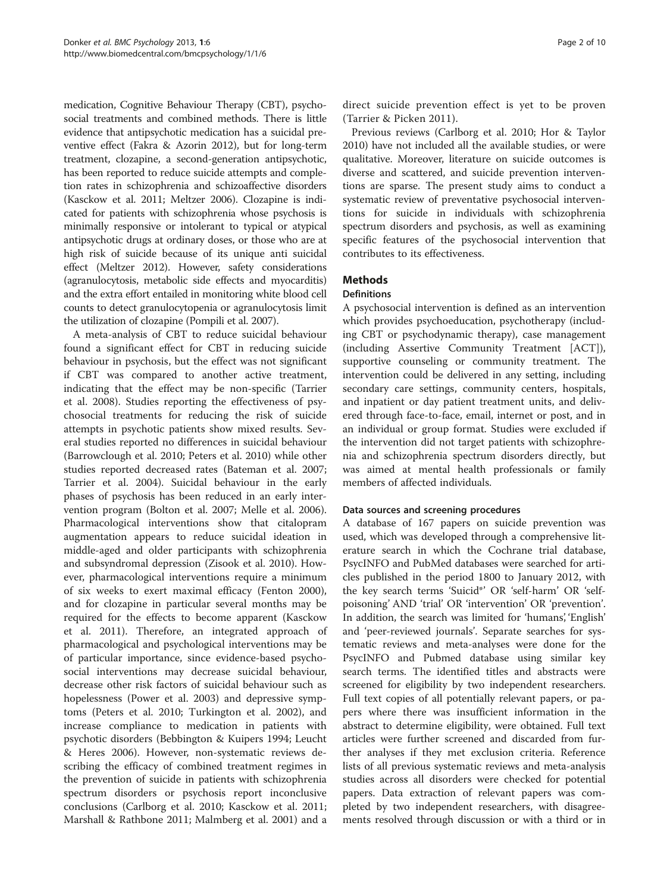medication, Cognitive Behaviour Therapy (CBT), psychosocial treatments and combined methods. There is little evidence that antipsychotic medication has a suicidal preventive effect (Fakra & Azorin 2012), but for long-term treatment, clozapine, a second-generation antipsychotic, has been reported to reduce suicide attempts and completion rates in schizophrenia and schizoaffective disorders (Kasckow et al. 2011; Meltzer 2006). Clozapine is indicated for patients with schizophrenia whose psychosis is minimally responsive or intolerant to typical or atypical antipsychotic drugs at ordinary doses, or those who are at high risk of suicide because of its unique anti suicidal effect (Meltzer 2012). However, safety considerations (agranulocytosis, metabolic side effects and myocarditis) and the extra effort entailed in monitoring white blood cell counts to detect granulocytopenia or agranulocytosis limit the utilization of clozapine (Pompili et al. 2007).

A meta-analysis of CBT to reduce suicidal behaviour found a significant effect for CBT in reducing suicide behaviour in psychosis, but the effect was not significant if CBT was compared to another active treatment, indicating that the effect may be non-specific (Tarrier et al. 2008). Studies reporting the effectiveness of psychosocial treatments for reducing the risk of suicide attempts in psychotic patients show mixed results. Several studies reported no differences in suicidal behaviour (Barrowclough et al. 2010; Peters et al. 2010) while other studies reported decreased rates (Bateman et al. 2007; Tarrier et al. 2004). Suicidal behaviour in the early phases of psychosis has been reduced in an early intervention program (Bolton et al. 2007; Melle et al. 2006). Pharmacological interventions show that citalopram augmentation appears to reduce suicidal ideation in middle-aged and older participants with schizophrenia and subsyndromal depression (Zisook et al. 2010). However, pharmacological interventions require a minimum of six weeks to exert maximal efficacy (Fenton 2000), and for clozapine in particular several months may be required for the effects to become apparent (Kasckow et al. 2011). Therefore, an integrated approach of pharmacological and psychological interventions may be of particular importance, since evidence-based psychosocial interventions may decrease suicidal behaviour, decrease other risk factors of suicidal behaviour such as hopelessness (Power et al. 2003) and depressive symptoms (Peters et al. 2010; Turkington et al. 2002), and increase compliance to medication in patients with psychotic disorders (Bebbington & Kuipers 1994; Leucht & Heres 2006). However, non-systematic reviews describing the efficacy of combined treatment regimes in the prevention of suicide in patients with schizophrenia spectrum disorders or psychosis report inconclusive conclusions (Carlborg et al. 2010; Kasckow et al. 2011; Marshall & Rathbone 2011; Malmberg et al. 2001) and a direct suicide prevention effect is yet to be proven (Tarrier & Picken 2011).

Previous reviews (Carlborg et al. 2010; Hor & Taylor 2010) have not included all the available studies, or were qualitative. Moreover, literature on suicide outcomes is diverse and scattered, and suicide prevention interventions are sparse. The present study aims to conduct a systematic review of preventative psychosocial interventions for suicide in individuals with schizophrenia spectrum disorders and psychosis, as well as examining specific features of the psychosocial intervention that contributes to its effectiveness.

## Methods

### Definitions

A psychosocial intervention is defined as an intervention which provides psychoeducation, psychotherapy (including CBT or psychodynamic therapy), case management (including Assertive Community Treatment [ACT]), supportive counseling or community treatment. The intervention could be delivered in any setting, including secondary care settings, community centers, hospitals, and inpatient or day patient treatment units, and delivered through face-to-face, email, internet or post, and in an individual or group format. Studies were excluded if the intervention did not target patients with schizophrenia and schizophrenia spectrum disorders directly, but was aimed at mental health professionals or family members of affected individuals.

### Data sources and screening procedures

A database of 167 papers on suicide prevention was used, which was developed through a comprehensive literature search in which the Cochrane trial database, PsycINFO and PubMed databases were searched for articles published in the period 1800 to January 2012, with the key search terms 'Suicid*' OR 'self-harm' OR 'self-poisoning' AND 'trial' OR 'intervention' OR 'prevention'. In addition, the search was limited for 'humans', 'English' and 'peer-reviewed journals'. Separate searches for systematic reviews and meta-analyses were done for the PsycINFO and Pubmed database using similar key search terms. The identified titles and abstracts were screened for eligibility by two independent researchers. Full text copies of all potentially relevant papers, or papers where there was insufficient information in the abstract to determine eligibility, were obtained. Full text articles were further screened and discarded from further analyses if they met exclusion criteria. Reference lists of all previous systematic reviews and meta-analysis studies across all disorders were checked for potential papers. Data extraction of relevant papers was completed by two independent researchers, with disagreements resolved through discussion or with a third or in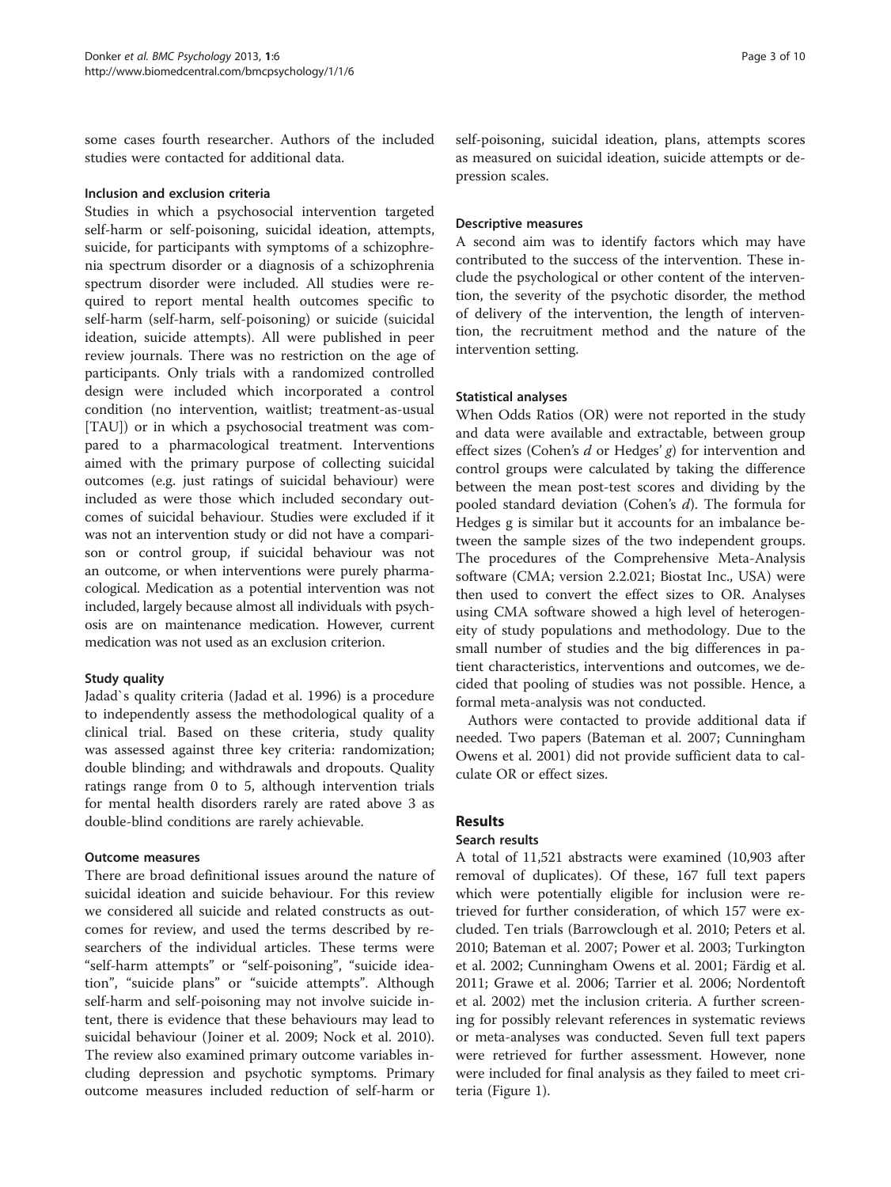some cases fourth researcher. Authors of the included studies were contacted for additional data.

### Inclusion and exclusion criteria

Studies in which a psychosocial intervention targeted self-harm or self-poisoning, suicidal ideation, attempts, suicide, for participants with symptoms of a schizophrenia spectrum disorder or a diagnosis of a schizophrenia spectrum disorder were included. All studies were required to report mental health outcomes specific to self-harm (self-harm, self-poisoning) or suicide (suicidal ideation, suicide attempts). All were published in peer review journals. There was no restriction on the age of participants. Only trials with a randomized controlled design were included which incorporated a control condition (no intervention, waitlist; treatment-as-usual [TAU]) or in which a psychosocial treatment was compared to a pharmacological treatment. Interventions aimed with the primary purpose of collecting suicidal outcomes (e.g. just ratings of suicidal behaviour) were included as were those which included secondary outcomes of suicidal behaviour. Studies were excluded if it was not an intervention study or did not have a comparison or control group, if suicidal behaviour was not an outcome, or when interventions were purely pharmacological. Medication as a potential intervention was not included, largely because almost all individuals with psychosis are on maintenance medication. However, current medication was not used as an exclusion criterion.

### Study quality

Jadad`s quality criteria (Jadad et al. 1996) is a procedure to independently assess the methodological quality of a clinical trial. Based on these criteria, study quality was assessed against three key criteria: randomization; double blinding; and withdrawals and dropouts. Quality ratings range from 0 to 5, although intervention trials for mental health disorders rarely are rated above 3 as double-blind conditions are rarely achievable.

### Outcome measures

There are broad definitional issues around the nature of suicidal ideation and suicide behaviour. For this review we considered all suicide and related constructs as outcomes for review, and used the terms described by researchers of the individual articles. These terms were "self-harm attempts" or "self-poisoning", "suicide ideation", "suicide plans" or "suicide attempts". Although self-harm and self-poisoning may not involve suicide intent, there is evidence that these behaviours may lead to suicidal behaviour (Joiner et al. 2009; Nock et al. 2010). The review also examined primary outcome variables including depression and psychotic symptoms. Primary outcome measures included reduction of self-harm or self-poisoning, suicidal ideation, plans, attempts scores as measured on suicidal ideation, suicide attempts or depression scales.

### Descriptive measures

A second aim was to identify factors which may have contributed to the success of the intervention. These include the psychological or other content of the intervention, the severity of the psychotic disorder, the method of delivery of the intervention, the length of intervention, the recruitment method and the nature of the intervention setting.

### Statistical analyses

When Odds Ratios (OR) were not reported in the study and data were available and extractable, between group effect sizes (Cohen's *d* or Hedges' *g*) for intervention and control groups were calculated by taking the difference between the mean post-test scores and dividing by the pooled standard deviation (Cohen's *d*). The formula for Hedges g is similar but it accounts for an imbalance between the sample sizes of the two independent groups. The procedures of the Comprehensive Meta-Analysis software (CMA; version 2.2.021; Biostat Inc., USA) were then used to convert the effect sizes to OR. Analyses using CMA software showed a high level of heterogeneity of study populations and methodology. Due to the small number of studies and the big differences in patient characteristics, interventions and outcomes, we decided that pooling of studies was not possible. Hence, a formal meta-analysis was not conducted.

Authors were contacted to provide additional data if needed. Two papers (Bateman et al. 2007; Cunningham Owens et al. 2001) did not provide sufficient data to calculate OR or effect sizes.

## Results

### Search results

A total of 11,521 abstracts were examined (10,903 after removal of duplicates). Of these, 167 full text papers which were potentially eligible for inclusion were retrieved for further consideration, of which 157 were excluded. Ten trials (Barrowclough et al. 2010; Peters et al. 2010; Bateman et al. 2007; Power et al. 2003; Turkington et al. 2002; Cunningham Owens et al. 2001; Färdig et al. 2011; Grawe et al. 2006; Tarrier et al. 2006; Nordentoft et al. 2002) met the inclusion criteria. A further screening for possibly relevant references in systematic reviews or meta-analyses was conducted. Seven full text papers were retrieved for further assessment. However, none were included for final analysis as they failed to meet criteria (Figure 1).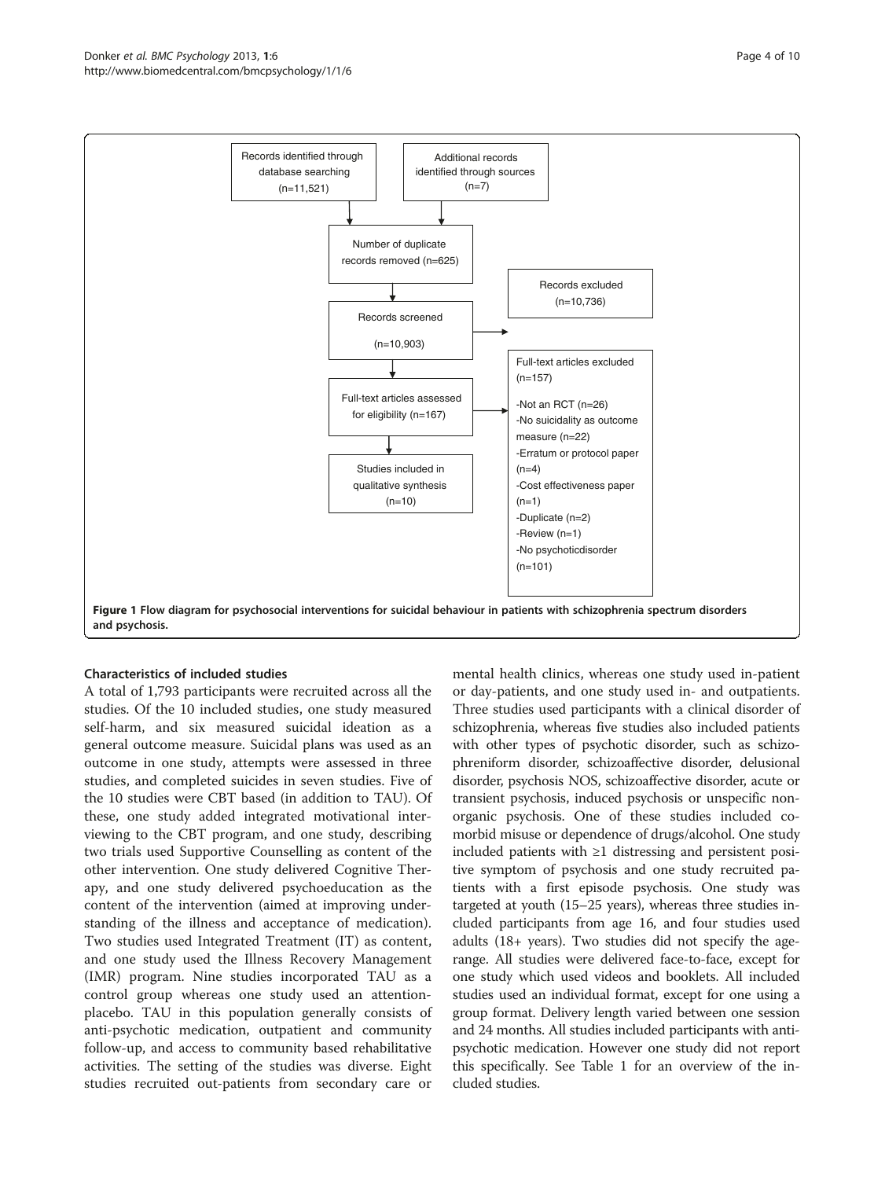Records identified through database searching (n=11,521)

Additional records identified through sources (n=7)

Number of duplicate records removed (n=625)

Records screened (n=10,903)

Records excluded (n=10,736)

Full-text articles assessed for eligibility (n=167)

Full-text articles excluded (n=157)

- Not an RCT (n=26)
- No suicidality as outcome measure (n=22)
- Erratum or protocol paper (n=4)
- Cost effectiveness paper (n=1)
- Duplicate (n=2)
- Review (n=1)
- No psychoticdisorder (n=101)

Studies included in qualitative synthesis (n=10)

**Figure 1 Flow diagram for psychosocial interventions for suicidal behaviour in patients with schizophrenia spectrum disorders and psychosis.**

### Characteristics of included studies

A total of 1,793 participants were recruited across all the studies. Of the 10 included studies, one study measured self-harm, and six measured suicidal ideation as a general outcome measure. Suicidal plans was used as an outcome in one study, attempts were assessed in three studies, and completed suicides in seven studies. Five of the 10 studies were CBT based (in addition to TAU). Of these, one study added integrated motivational interviewing to the CBT program, and one study, describing two trials used Supportive Counselling as content of the other intervention. One study delivered Cognitive Therapy, and one study delivered psychoeducation as the content of the intervention (aimed at improving understanding of the illness and acceptance of medication). Two studies used Integrated Treatment (IT) as content, and one study used the Illness Recovery Management (IMR) program. Nine studies incorporated TAU as a control group whereas one study used an attention-placebo. TAU in this population generally consists of anti-psychotic medication, outpatient and community follow-up, and access to community based rehabilitative activities. The setting of the studies was diverse. Eight studies recruited out-patients from secondary care or mental health clinics, whereas one study used in-patient or day-patients, and one study used in- and outpatients. Three studies used participants with a clinical disorder of schizophrenia, whereas five studies also included patients with other types of psychotic disorder, such as schizophreniform disorder, schizoaffective disorder, delusional disorder, psychosis NOS, schizoaffective disorder, acute or transient psychosis, induced psychosis or unspecific non-organic psychosis. One of these studies included comorbid misuse or dependence of drugs/alcohol. One study included patients with ≥1 distressing and persistent positive symptom of psychosis and one study recruited patients with a first episode psychosis. One study was targeted at youth (15–25 years), whereas three studies included participants from age 16, and four studies used adults (18+ years). Two studies did not specify the age-range. All studies were delivered face-to-face, except for one study which used videos and booklets. All included studies used an individual format, except for one using a group format. Delivery length varied between one session and 24 months. All studies included participants with anti-psychotic medication. However one study did not report this specifically. See Table 1 for an overview of the included studies.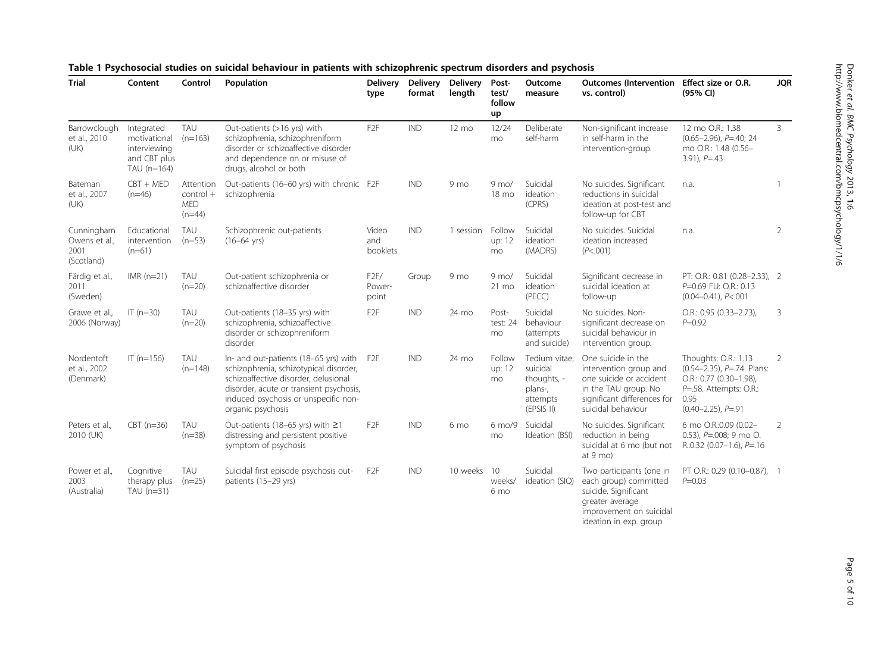**Table 1 Psychosocial studies on suicidal behaviour in patients with schizophrenic spectrum disorders and psychosis**

| Trial | Content | Control | Population | Delivery type | Delivery format | Delivery length | Post-test/ follow up | Outcome measure | Outcomes (Intervention vs. control) | Effect size or O.R. (95% CI) | JQR |
|---|---|---|---|---|---|---|---|---|---|---|---|
| Barrowclough et al., 2010 (UK) | Integrated motivational interviewing and CBT plus TAU (n=164) | TAU (n=163) | Out-patients (>16 yrs) with schizophrenia, schizophreniform disorder or schizoaffective disorder and dependence on or misuse of drugs, alcohol or both | F2F | IND | 12 mo | 12/24 mo | Deliberate self-harm | Non-significant increase in self-harm in the intervention-group. | 12 mo O.R.: 1.38 (0.65–2.96), P=.40; 24 mo O.R.: 1.48 (0.56–3.91), P=.43 | 3 |
| Bateman et al., 2007 (UK) | CBT + MED (n=46) | Attention control + MED (n=44) | Out-patients (16–60 yrs) with chronic schizophrenia | F2F | IND | 9 mo | 9 mo/ 18 mo | Suicidal ideation (CPRS) | No suicides. Significant reductions in suicidal ideation at post-test and follow-up for CBT | n.a. | 1 |
| Cunningham Owens et al., 2001 (Scotland) | Educational intervention (n=61) | TAU (n=53) | Schizophrenic out-patients (16–64 yrs) | Video and booklets | IND | 1 session | Follow up: 12 mo | Suicidal ideation (MADRS) | No suicides. Suicidal ideation increased (P<.001) | n.a. | 2 |
| Färdig et al., 2011 (Sweden) | IMR (n=21) | TAU (n=20) | Out-patient schizophrenia or schizoaffective disorder | F2F/ Power-point | Group | 9 mo | 9 mo/ 21 mo | Suicidal ideation (PECC) | Significant decrease in suicidal ideation at follow-up | PT: O.R.: 0.81 (0.28–2.33), P=0.69 FU: O.R.: 0.13 (0.04–0.41), P<.001 | 2 |
| Grawe et al., 2006 (Norway) | IT (n=30) | TAU (n=20) | Out-patients (18–35 yrs) with schizophrenia, schizoaffective disorder or schizophreniform disorder | F2F | IND | 24 mo | Post-test: 24 mo | Suicidal behaviour (attempts and suicide) | No suicides. Non-significant decrease on suicidal behaviour in intervention group. | O.R.: 0.95 (0.33–2.73), P=0.92 | 3 |
| Nordentoft et al., 2002 (Denmark) | IT (n=156) | TAU (n=148) | In- and out-patients (18–65 yrs) with schizophrenia, schizotypical disorder, schizoaffective disorder, delusional disorder, acute or transient psychosis, induced psychosis or unspecific non-organic psychosis | F2F | IND | 24 mo | Follow up: 12 mo | Tedium vitae, suicidal thoughts, -plans-, attempts (EPSIS II) | One suicide in the intervention group and one suicide or accident in the TAU group. No significant differences for suicidal behaviour | Thoughts: O.R.: 1.13 (0.54–2.35), P=.74. Plans: O.R.: 0.77 (0.30–1.98), P=.58. Attempts: O.R.: 0.95 (0.40–2.25), P=.91 | 2 |
| Peters et al., 2010 (UK) | CBT (n=36) | TAU (n=38) | Out-patients (18–65 yrs) with ≥1 distressing and persistent positive symptom of psychosis | F2F | IND | 6 mo | 6 mo/9 mo | Suicidal Ideation (BSI) | No suicides. Significant reduction in being suicidal at 6 mo (but not at 9 mo) | 6 mo O.R.:0.09 (0.02–0.53), P=.008; 9 mo O. R.:0.32 (0.07–1.6), P=.16 | 2 |
| Power et al., 2003 (Australia) | Cognitive therapy plus TAU (n=31) | TAU (n=25) | Suicidal first episode psychosis out-patients (15–29 yrs) | F2F | IND | 10 weeks | 10 weeks/ 6 mo | Suicidal ideation (SIQ) | Two participants (one in each group) committed suicide. Significant greater average improvement on suicidal ideation in exp. group | PT O.R.: 0.29 (0.10–0.87), P=0.03 | 1 |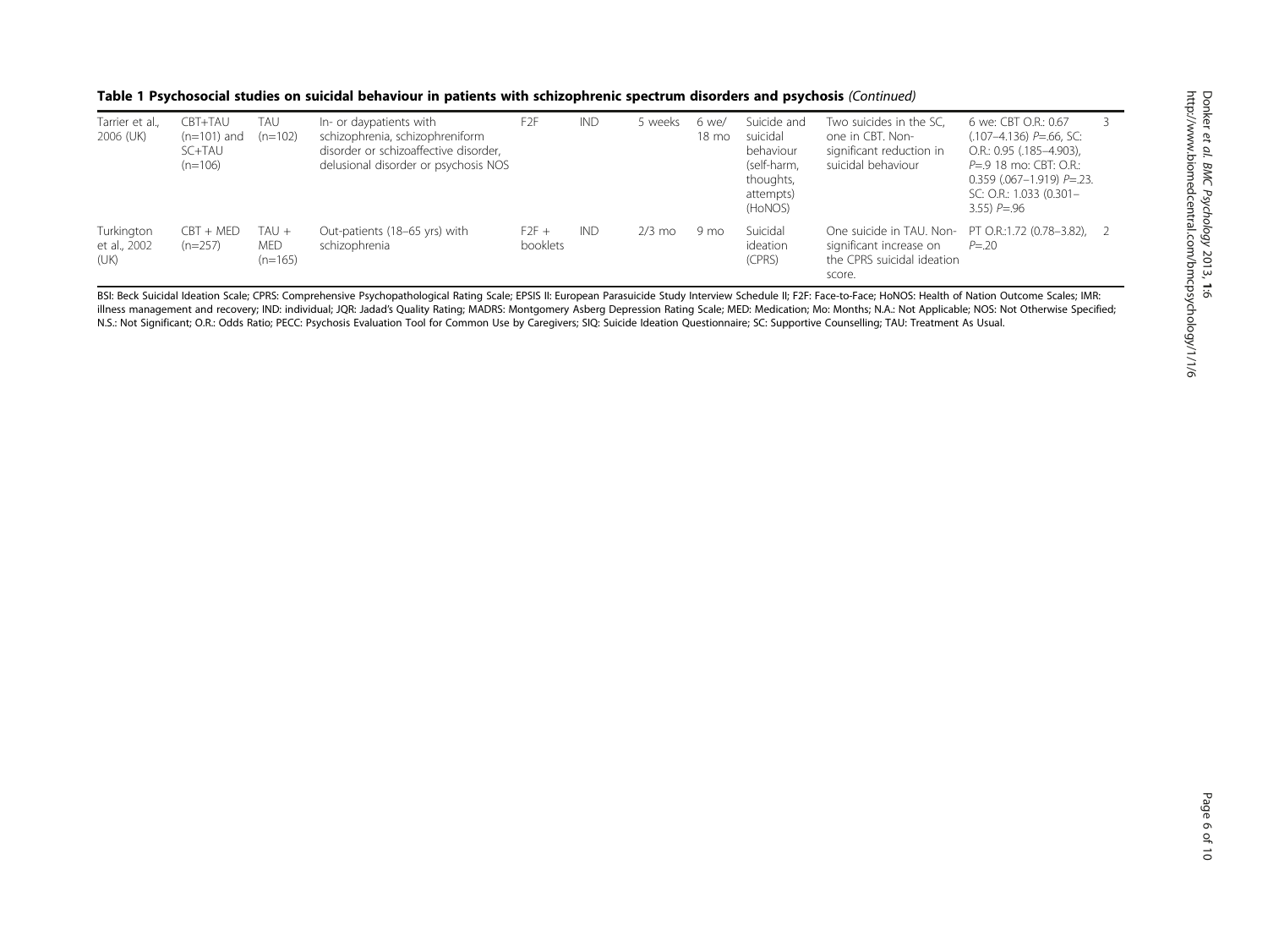**Table 1 Psychosocial studies on suicidal behaviour in patients with schizophrenic spectrum disorders and psychosis** *(Continued)*

| | | | | | | | | | | | |
|---|---|---|---|---|---|---|---|---|---|---|---|
| Tarrier et al., 2006 (UK) | CBT+TAU (n=101) and SC+TAU (n=106) | TAU (n=102) | In- or daypatients with schizophrenia, schizophreniform disorder or schizoaffective disorder, delusional disorder or psychosis NOS | F2F | IND | 5 weeks | 6 we/ 18 mo | Suicide and suicidal behaviour (self-harm, thoughts, attempts) (HoNOS) | Two suicides in the SC, one in CBT. Non-significant reduction in suicidal behaviour | 6 we: CBT O.R.: 0.67 (.107–4.136) *P*=.66, SC: O.R.: 0.95 (.185–4.903), *P*=.9 18 mo: CBT: O.R.: 0.359 (.067–1.919) *P*=.23. SC: O.R.: 1.033 (0.301–3.55) *P*=.96 | 3 |
| Turkington et al., 2002 (UK) | CBT + MED (n=257) | TAU + MED (n=165) | Out-patients (18–65 yrs) with schizophrenia | F2F + booklets | IND | 2/3 mo | 9 mo | Suicidal ideation (CPRS) | One suicide in TAU. Non-significant increase on the CPRS suicidal ideation score. | PT O.R.:1.72 (0.78–3.82), *P*=.20 | 2 |

BSI: Beck Suicidal Ideation Scale; CPRS: Comprehensive Psychopathological Rating Scale; EPSIS II: European Parasuicide Study Interview Schedule II; F2F: Face-to-Face; HoNOS: Health of Nation Outcome Scales; IMR: illness management and recovery; IND: individual; JQR: Jadad's Quality Rating; MADRS: Montgomery Asberg Depression Rating Scale; MED: Medication; Mo: Months; N.A.: Not Applicable; NOS: Not Otherwise Specified; N.S.: Not Significant; O.R.: Odds Ratio; PECC: Psychosis Evaluation Tool for Common Use by Caregivers; SIQ: Suicide Ideation Questionnaire; SC: Supportive Counselling; TAU: Treatment As Usual.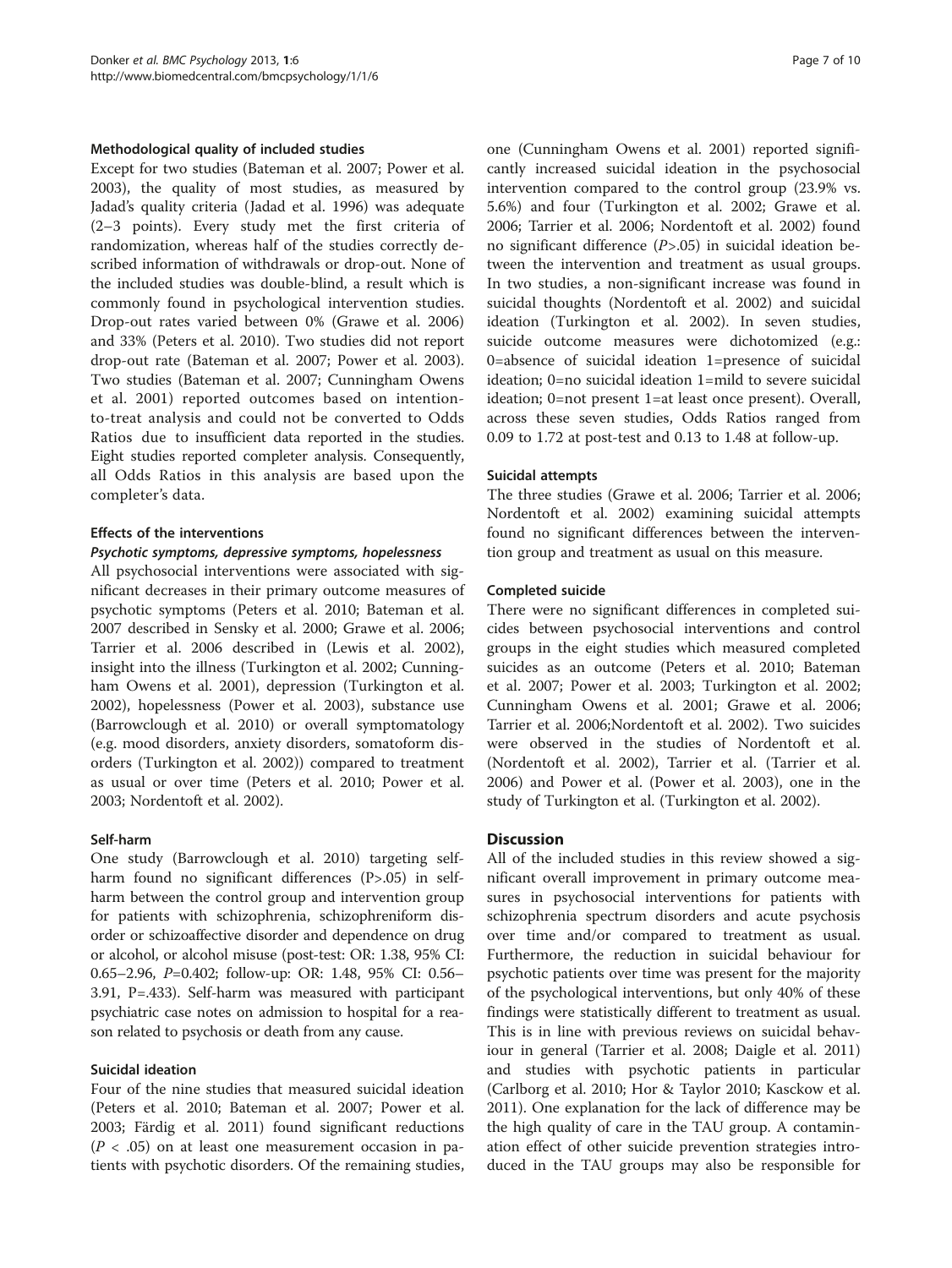#### Methodological quality of included studies

Except for two studies (Bateman et al. 2007; Power et al. 2003), the quality of most studies, as measured by Jadad's quality criteria (Jadad et al. 1996) was adequate (2–3 points). Every study met the first criteria of randomization, whereas half of the studies correctly described information of withdrawals or drop-out. None of the included studies was double-blind, a result which is commonly found in psychological intervention studies. Drop-out rates varied between 0% (Grawe et al. 2006) and 33% (Peters et al. 2010). Two studies did not report drop-out rate (Bateman et al. 2007; Power et al. 2003). Two studies (Bateman et al. 2007; Cunningham Owens et al. 2001) reported outcomes based on intention-to-treat analysis and could not be converted to Odds Ratios due to insufficient data reported in the studies. Eight studies reported completer analysis. Consequently, all Odds Ratios in this analysis are based upon the completer's data.

#### Effects of the interventions

##### *Psychotic symptoms, depressive symptoms, hopelessness*

All psychosocial interventions were associated with significant decreases in their primary outcome measures of psychotic symptoms (Peters et al. 2010; Bateman et al. 2007 described in Sensky et al. 2000; Grawe et al. 2006; Tarrier et al. 2006 described in (Lewis et al. 2002), insight into the illness (Turkington et al. 2002; Cunningham Owens et al. 2001), depression (Turkington et al. 2002), hopelessness (Power et al. 2003), substance use (Barrowclough et al. 2010) or overall symptomatology (e.g. mood disorders, anxiety disorders, somatoform disorders (Turkington et al. 2002)) compared to treatment as usual or over time (Peters et al. 2010; Power et al. 2003; Nordentoft et al. 2002).

#### Self-harm

One study (Barrowclough et al. 2010) targeting self-harm found no significant differences (P>.05) in self-harm between the control group and intervention group for patients with schizophrenia, schizophreniform disorder or schizoaffective disorder and dependence on drug or alcohol, or alcohol misuse (post-test: OR: 1.38, 95% CI: 0.65–2.96, *P*=0.402; follow-up: OR: 1.48, 95% CI: 0.56–3.91, P=.433). Self-harm was measured with participant psychiatric case notes on admission to hospital for a reason related to psychosis or death from any cause.

#### Suicidal ideation

Four of the nine studies that measured suicidal ideation (Peters et al. 2010; Bateman et al. 2007; Power et al. 2003; Färdig et al. 2011) found significant reductions ($P < .05$) on at least one measurement occasion in patients with psychotic disorders. Of the remaining studies, one (Cunningham Owens et al. 2001) reported significantly increased suicidal ideation in the psychosocial intervention compared to the control group (23.9% vs. 5.6%) and four (Turkington et al. 2002; Grawe et al. 2006; Tarrier et al. 2006; Nordentoft et al. 2002) found no significant difference ($P$>.05) in suicidal ideation between the intervention and treatment as usual groups. In two studies, a non-significant increase was found in suicidal thoughts (Nordentoft et al. 2002) and suicidal ideation (Turkington et al. 2002). In seven studies, suicide outcome measures were dichotomized (e.g.: 0=absence of suicidal ideation 1=presence of suicidal ideation; 0=no suicidal ideation 1=mild to severe suicidal ideation; 0=not present 1=at least once present). Overall, across these seven studies, Odds Ratios ranged from 0.09 to 1.72 at post-test and 0.13 to 1.48 at follow-up.

#### Suicidal attempts

The three studies (Grawe et al. 2006; Tarrier et al. 2006; Nordentoft et al. 2002) examining suicidal attempts found no significant differences between the intervention group and treatment as usual on this measure.

#### Completed suicide

There were no significant differences in completed suicides between psychosocial interventions and control groups in the eight studies which measured completed suicides as an outcome (Peters et al. 2010; Bateman et al. 2007; Power et al. 2003; Turkington et al. 2002; Cunningham Owens et al. 2001; Grawe et al. 2006; Tarrier et al. 2006;Nordentoft et al. 2002). Two suicides were observed in the studies of Nordentoft et al. (Nordentoft et al. 2002), Tarrier et al. (Tarrier et al. 2006) and Power et al. (Power et al. 2003), one in the study of Turkington et al. (Turkington et al. 2002).

## Discussion

All of the included studies in this review showed a significant overall improvement in primary outcome measures in psychosocial interventions for patients with schizophrenia spectrum disorders and acute psychosis over time and/or compared to treatment as usual. Furthermore, the reduction in suicidal behaviour for psychotic patients over time was present for the majority of the psychological interventions, but only 40% of these findings were statistically different to treatment as usual. This is in line with previous reviews on suicidal behaviour in general (Tarrier et al. 2008; Daigle et al. 2011) and studies with psychotic patients in particular (Carlborg et al. 2010; Hor & Taylor 2010; Kasckow et al. 2011). One explanation for the lack of difference may be the high quality of care in the TAU group. A contamination effect of other suicide prevention strategies introduced in the TAU groups may also be responsible for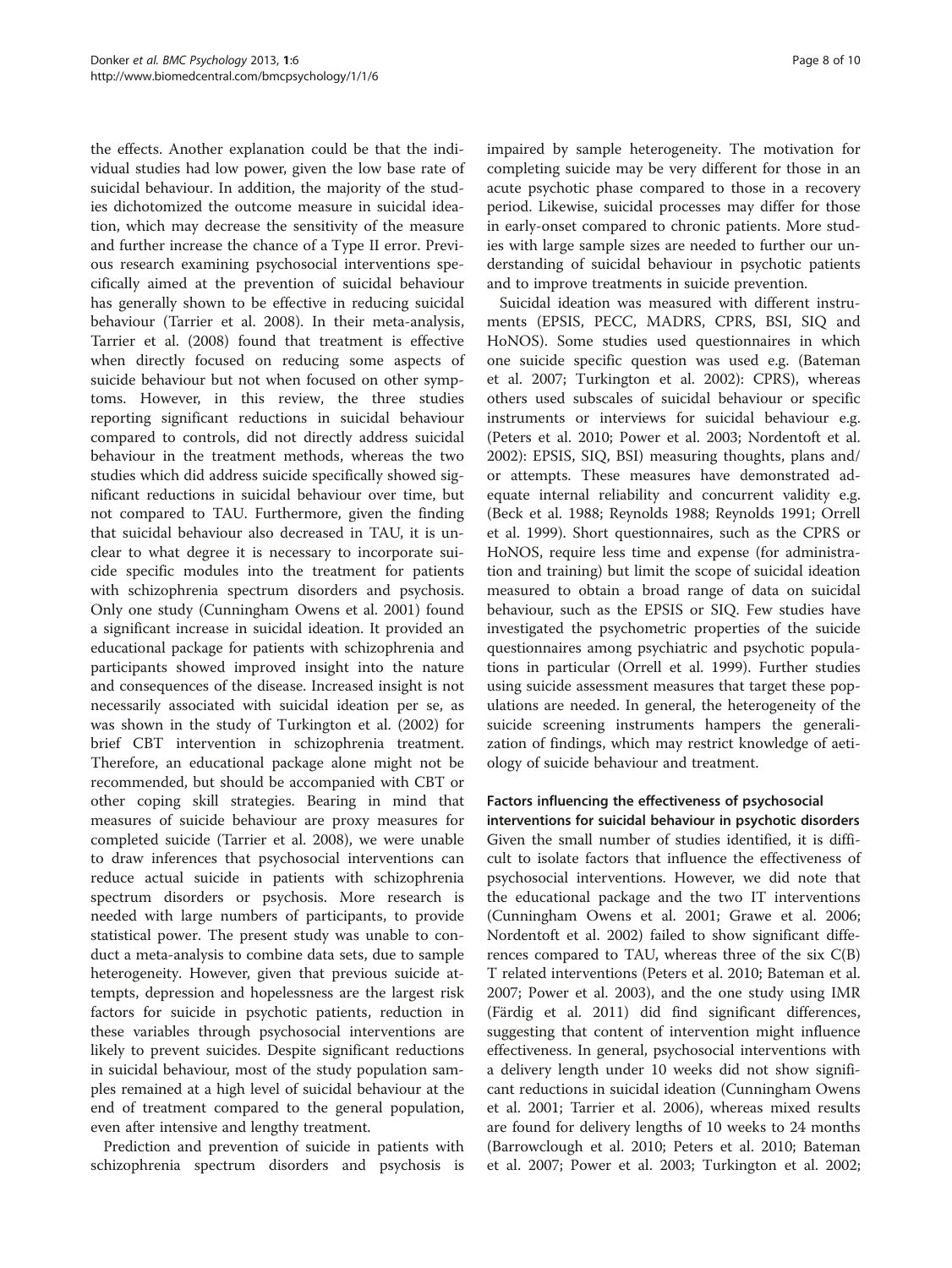the effects. Another explanation could be that the individual studies had low power, given the low base rate of suicidal behaviour. In addition, the majority of the studies dichotomized the outcome measure in suicidal ideation, which may decrease the sensitivity of the measure and further increase the chance of a Type II error. Previous research examining psychosocial interventions specifically aimed at the prevention of suicidal behaviour has generally shown to be effective in reducing suicidal behaviour (Tarrier et al. 2008). In their meta-analysis, Tarrier et al. (2008) found that treatment is effective when directly focused on reducing some aspects of suicide behaviour but not when focused on other symptoms. However, in this review, the three studies reporting significant reductions in suicidal behaviour compared to controls, did not directly address suicidal behaviour in the treatment methods, whereas the two studies which did address suicide specifically showed significant reductions in suicidal behaviour over time, but not compared to TAU. Furthermore, given the finding that suicidal behaviour also decreased in TAU, it is unclear to what degree it is necessary to incorporate suicide specific modules into the treatment for patients with schizophrenia spectrum disorders and psychosis. Only one study (Cunningham Owens et al. 2001) found a significant increase in suicidal ideation. It provided an educational package for patients with schizophrenia and participants showed improved insight into the nature and consequences of the disease. Increased insight is not necessarily associated with suicidal ideation per se, as was shown in the study of Turkington et al. (2002) for brief CBT intervention in schizophrenia treatment. Therefore, an educational package alone might not be recommended, but should be accompanied with CBT or other coping skill strategies. Bearing in mind that measures of suicide behaviour are proxy measures for completed suicide (Tarrier et al. 2008), we were unable to draw inferences that psychosocial interventions can reduce actual suicide in patients with schizophrenia spectrum disorders or psychosis. More research is needed with large numbers of participants, to provide statistical power. The present study was unable to conduct a meta-analysis to combine data sets, due to sample heterogeneity. However, given that previous suicide attempts, depression and hopelessness are the largest risk factors for suicide in psychotic patients, reduction in these variables through psychosocial interventions are likely to prevent suicides. Despite significant reductions in suicidal behaviour, most of the study population samples remained at a high level of suicidal behaviour at the end of treatment compared to the general population, even after intensive and lengthy treatment.

Prediction and prevention of suicide in patients with schizophrenia spectrum disorders and psychosis is impaired by sample heterogeneity. The motivation for completing suicide may be very different for those in an acute psychotic phase compared to those in a recovery period. Likewise, suicidal processes may differ for those in early-onset compared to chronic patients. More studies with large sample sizes are needed to further our understanding of suicidal behaviour in psychotic patients and to improve treatments in suicide prevention.

Suicidal ideation was measured with different instruments (EPSIS, PECC, MADRS, CPRS, BSI, SIQ and HoNOS). Some studies used questionnaires in which one suicide specific question was used e.g. (Bateman et al. 2007; Turkington et al. 2002): CPRS), whereas others used subscales of suicidal behaviour or specific instruments or interviews for suicidal behaviour e.g. (Peters et al. 2010; Power et al. 2003; Nordentoft et al. 2002): EPSIS, SIQ, BSI) measuring thoughts, plans and/or attempts. These measures have demonstrated adequate internal reliability and concurrent validity e.g. (Beck et al. 1988; Reynolds 1988; Reynolds 1991; Orrell et al. 1999). Short questionnaires, such as the CPRS or HoNOS, require less time and expense (for administration and training) but limit the scope of suicidal ideation measured to obtain a broad range of data on suicidal behaviour, such as the EPSIS or SIQ. Few studies have investigated the psychometric properties of the suicide questionnaires among psychiatric and psychotic populations in particular (Orrell et al. 1999). Further studies using suicide assessment measures that target these populations are needed. In general, the heterogeneity of the suicide screening instruments hampers the generalization of findings, which may restrict knowledge of aetiology of suicide behaviour and treatment.

### Factors influencing the effectiveness of psychosocial interventions for suicidal behaviour in psychotic disorders

Given the small number of studies identified, it is difficult to isolate factors that influence the effectiveness of psychosocial interventions. However, we did note that the educational package and the two IT interventions (Cunningham Owens et al. 2001; Grawe et al. 2006; Nordentoft et al. 2002) failed to show significant differences compared to TAU, whereas three of the six C(B)T related interventions (Peters et al. 2010; Bateman et al. 2007; Power et al. 2003), and the one study using IMR (Färdig et al. 2011) did find significant differences, suggesting that content of intervention might influence effectiveness. In general, psychosocial interventions with a delivery length under 10 weeks did not show significant reductions in suicidal ideation (Cunningham Owens et al. 2001; Tarrier et al. 2006), whereas mixed results are found for delivery lengths of 10 weeks to 24 months (Barrowclough et al. 2010; Peters et al. 2010; Bateman et al. 2007; Power et al. 2003; Turkington et al. 2002;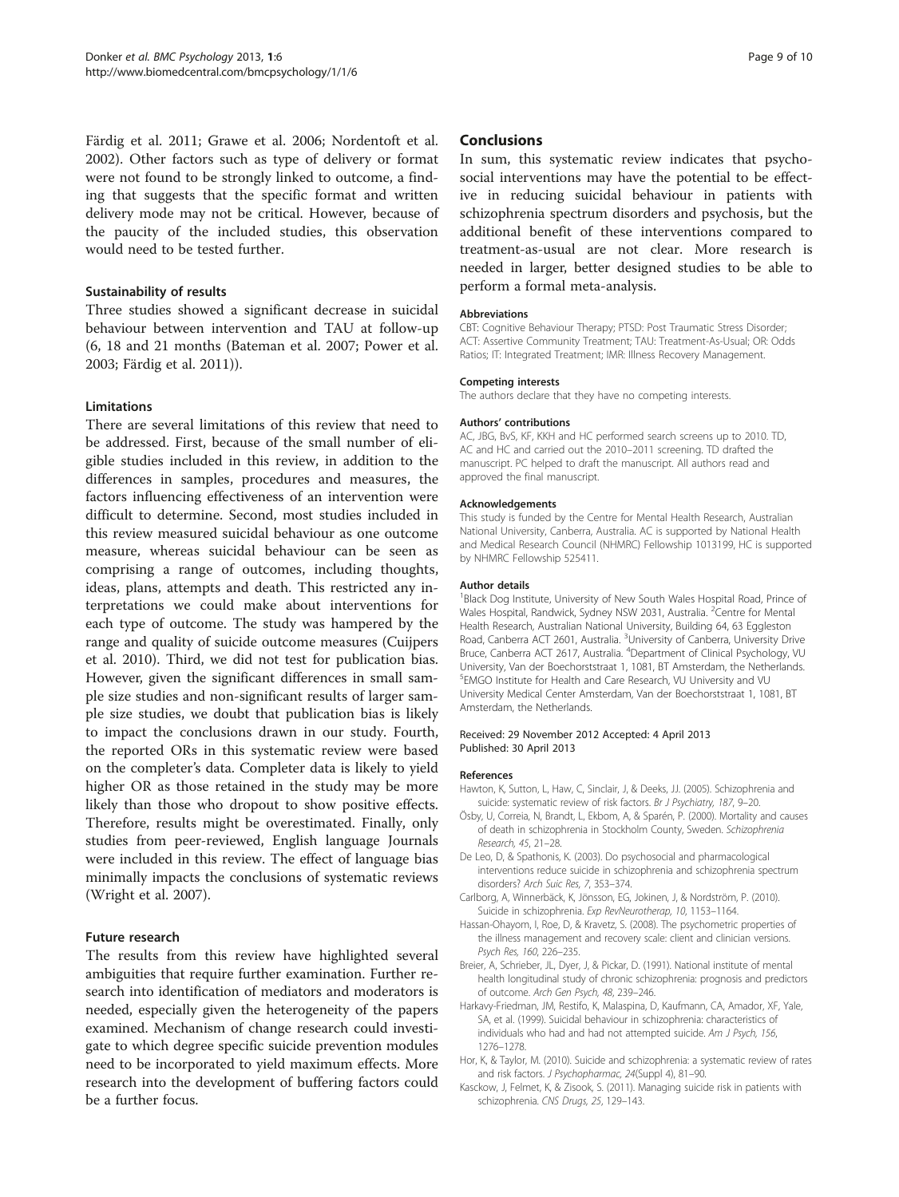Färdig et al. 2011; Grawe et al. 2006; Nordentoft et al. 2002). Other factors such as type of delivery or format were not found to be strongly linked to outcome, a finding that suggests that the specific format and written delivery mode may not be critical. However, because of the paucity of the included studies, this observation would need to be tested further.

### Sustainability of results

Three studies showed a significant decrease in suicidal behaviour between intervention and TAU at follow-up (6, 18 and 21 months (Bateman et al. 2007; Power et al. 2003; Färdig et al. 2011)).

### Limitations

There are several limitations of this review that need to be addressed. First, because of the small number of eligible studies included in this review, in addition to the differences in samples, procedures and measures, the factors influencing effectiveness of an intervention were difficult to determine. Second, most studies included in this review measured suicidal behaviour as one outcome measure, whereas suicidal behaviour can be seen as comprising a range of outcomes, including thoughts, ideas, plans, attempts and death. This restricted any interpretations we could make about interventions for each type of outcome. The study was hampered by the range and quality of suicide outcome measures (Cuijpers et al. 2010). Third, we did not test for publication bias. However, given the significant differences in small sample size studies and non-significant results of larger sample size studies, we doubt that publication bias is likely to impact the conclusions drawn in our study. Fourth, the reported ORs in this systematic review were based on the completer's data. Completer data is likely to yield higher OR as those retained in the study may be more likely than those who dropout to show positive effects. Therefore, results might be overestimated. Finally, only studies from peer-reviewed, English language Journals were included in this review. The effect of language bias minimally impacts the conclusions of systematic reviews (Wright et al. 2007).

### Future research

The results from this review have highlighted several ambiguities that require further examination. Further research into identification of mediators and moderators is needed, especially given the heterogeneity of the papers examined. Mechanism of change research could investigate to which degree specific suicide prevention modules need to be incorporated to yield maximum effects. More research into the development of buffering factors could be a further focus.

## Conclusions

In sum, this systematic review indicates that psychosocial interventions may have the potential to be effective in reducing suicidal behaviour in patients with schizophrenia spectrum disorders and psychosis, but the additional benefit of these interventions compared to treatment-as-usual are not clear. More research is needed in larger, better designed studies to be able to perform a formal meta-analysis.

#### Abbreviations

CBT: Cognitive Behaviour Therapy; PTSD: Post Traumatic Stress Disorder; ACT: Assertive Community Treatment; TAU: Treatment-As-Usual; OR: Odds Ratios; IT: Integrated Treatment; IMR: Illness Recovery Management.

#### Competing interests

The authors declare that they have no competing interests.

#### Authors' contributions

AC, JBG, BvS, KF, KKH and HC performed search screens up to 2010. TD, AC and HC and carried out the 2010–2011 screening. TD drafted the manuscript. PC helped to draft the manuscript. All authors read and approved the final manuscript.

#### Acknowledgements

This study is funded by the Centre for Mental Health Research, Australian National University, Canberra, Australia. AC is supported by National Health and Medical Research Council (NHMRC) Fellowship 1013199, HC is supported by NHMRC Fellowship 525411.

#### Author details

[1]Black Dog Institute, University of New South Wales Hospital Road, Prince of Wales Hospital, Randwick, Sydney NSW 2031, Australia. [2]Centre for Mental Health Research, Australian National University, Building 64, 63 Eggleston Road, Canberra ACT 2601, Australia. [3]University of Canberra, University Drive Bruce, Canberra ACT 2617, Australia. [4]Department of Clinical Psychology, VU University, Van der Boechorststraat 1, 1081, BT Amsterdam, the Netherlands. [5]EMGO Institute for Health and Care Research, VU University and VU University Medical Center Amsterdam, Van der Boechorststraat 1, 1081, BT Amsterdam, the Netherlands.

Received: 29 November 2012 Accepted: 4 April 2013
Published: 30 April 2013

#### References

Hawton, K, Sutton, L, Haw, C, Sinclair, J, & Deeks, JJ. (2005). Schizophrenia and suicide: systematic review of risk factors. *Br J Psychiatry, 187*, 9–20.

Ösby, U, Correia, N, Brandt, L, Ekbom, A, & Sparén, P. (2000). Mortality and causes of death in schizophrenia in Stockholm County, Sweden. *Schizophrenia Research, 45*, 21–28.

De Leo, D, & Spathonis, K. (2003). Do psychosocial and pharmacological interventions reduce suicide in schizophrenia and schizophrenia spectrum disorders? *Arch Suic Res, 7*, 353–374.

Carlborg, A, Winnerbäck, K, Jönsson, EG, Jokinen, J, & Nordström, P. (2010). Suicide in schizophrenia. *Exp RevNeurotherap, 10*, 1153–1164.

Hassan-Ohayom, I, Roe, D, & Kravetz, S. (2008). The psychometric properties of the illness management and recovery scale: client and clinician versions. *Psych Res, 160*, 226–235.

Breier, A, Schrieber, JL, Dyer, J, & Pickar, D. (1991). National institute of mental health longitudinal study of chronic schizophrenia: prognosis and predictors of outcome. *Arch Gen Psych, 48*, 239–246.

Harkavy-Friedman, JM, Restifo, K, Malaspina, D, Kaufmann, CA, Amador, XF, Yale, SA, et al. (1999). Suicidal behaviour in schizophrenia: characteristics of individuals who had and had not attempted suicide. *Am J Psych, 156*, 1276–1278.

Hor, K, & Taylor, M. (2010). Suicide and schizophrenia: a systematic review of rates and risk factors. *J Psychopharmac, 24*(Suppl 4), 81–90.

Kasckow, J, Felmet, K, & Zisook, S. (2011). Managing suicide risk in patients with schizophrenia. *CNS Drugs, 25*, 129–143.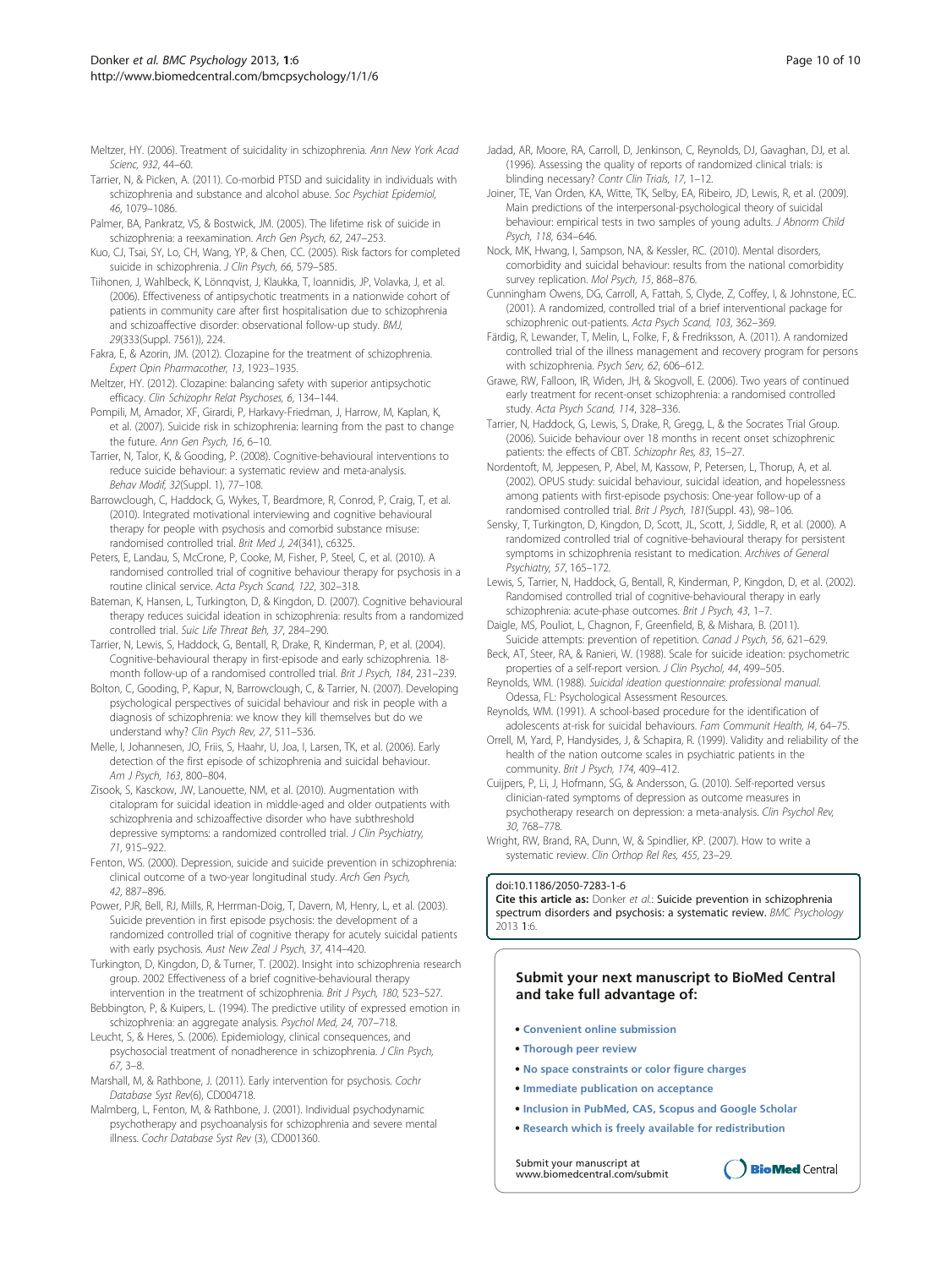Meltzer, HY. (2006). Treatment of suicidality in schizophrenia. *Ann New York Acad Scienc, 932*, 44–60.

Tarrier, N, & Picken, A. (2011). Co-morbid PTSD and suicidality in individuals with schizophrenia and substance and alcohol abuse. *Soc Psychiat Epidemiol, 46*, 1079–1086.

Palmer, BA, Pankratz, VS, & Bostwick, JM. (2005). The lifetime risk of suicide in schizophrenia: a reexamination. *Arch Gen Psych, 62*, 247–253.

Kuo, CJ, Tsai, SY, Lo, CH, Wang, YP, & Chen, CC. (2005). Risk factors for completed suicide in schizophrenia. *J Clin Psych, 66*, 579–585.

Tiihonen, J, Wahlbeck, K, Lönnqvist, J, Klaukka, T, Ioannidis, JP, Volavka, J, et al. (2006). Effectiveness of antipsychotic treatments in a nationwide cohort of patients in community care after first hospitalisation due to schizophrenia and schizoaffective disorder: observational follow-up study. *BMJ, 29*(333(Suppl. 7561)), 224.

Fakra, E, & Azorin, JM. (2012). Clozapine for the treatment of schizophrenia. *Expert Opin Pharmacother, 13*, 1923–1935.

Meltzer, HY. (2012). Clozapine: balancing safety with superior antipsychotic efficacy. *Clin Schizophr Relat Psychoses, 6*, 134–144.

Pompili, M, Amador, XF, Girardi, P, Harkavy-Friedman, J, Harrow, M, Kaplan, K, et al. (2007). Suicide risk in schizophrenia: learning from the past to change the future. *Ann Gen Psych, 16*, 6–10.

Tarrier, N, Talor, K, & Gooding, P. (2008). Cognitive-behavioural interventions to reduce suicide behaviour: a systematic review and meta-analysis. *Behav Modif, 32*(Suppl. 1), 77–108.

Barrowclough, C, Haddock, G, Wykes, T, Beardmore, R, Conrod, P, Craig, T, et al. (2010). Integrated motivational interviewing and cognitive behavioural therapy for people with psychosis and comorbid substance misuse: randomised controlled trial. *Brit Med J, 24*(341), c6325.

Peters, E, Landau, S, McCrone, P, Cooke, M, Fisher, P, Steel, C, et al. (2010). A randomised controlled trial of cognitive behaviour therapy for psychosis in a routine clinical service. *Acta Psych Scand, 122*, 302–318.

Bateman, K, Hansen, L, Turkington, D, & Kingdon, D. (2007). Cognitive behavioural therapy reduces suicidal ideation in schizophrenia: results from a randomized controlled trial. *Suic Life Threat Beh, 37*, 284–290.

Tarrier, N, Lewis, S, Haddock, G, Bentall, R, Drake, R, Kinderman, P, et al. (2004). Cognitive-behavioural therapy in first-episode and early schizophrenia. 18-month follow-up of a randomised controlled trial. *Brit J Psych, 184*, 231–239.

Bolton, C, Gooding, P, Kapur, N, Barrowclough, C, & Tarrier, N. (2007). Developing psychological perspectives of suicidal behaviour and risk in people with a diagnosis of schizophrenia: we know they kill themselves but do we understand why? *Clin Psych Rev, 27*, 511–536.

Melle, I, Johannesen, JO, Friis, S, Haahr, U, Joa, I, Larsen, TK, et al. (2006). Early detection of the first episode of schizophrenia and suicidal behaviour. *Am J Psych, 163*, 800–804.

Zisook, S, Kasckow, JW, Lanouette, NM, et al. (2010). Augmentation with citalopram for suicidal ideation in middle-aged and older outpatients with schizophrenia and schizoaffective disorder who have subthreshold depressive symptoms: a randomized controlled trial. *J Clin Psychiatry, 71*, 915–922.

Fenton, WS. (2000). Depression, suicide and suicide prevention in schizophrenia: clinical outcome of a two-year longitudinal study. *Arch Gen Psych, 42*, 887–896.

Power, PJR, Bell, RJ, Mills, R, Herrman-Doig, T, Davern, M, Henry, L, et al. (2003). Suicide prevention in first episode psychosis: the development of a randomized controlled trial of cognitive therapy for acutely suicidal patients with early psychosis. *Aust New Zeal J Psych, 37*, 414–420.

Turkington, D, Kingdon, D, & Turner, T. (2002). Insight into schizophrenia research group. 2002 Effectiveness of a brief cognitive-behavioural therapy intervention in the treatment of schizophrenia. *Brit J Psych, 180*, 523–527.

Bebbington, P, & Kuipers, L. (1994). The predictive utility of expressed emotion in schizophrenia: an aggregate analysis. *Psychol Med, 24*, 707–718.

Leucht, S, & Heres, S. (2006). Epidemiology, clinical consequences, and psychosocial treatment of nonadherence in schizophrenia. *J Clin Psych, 67*, 3–8.

Marshall, M, & Rathbone, J. (2011). Early intervention for psychosis. *Cochr Database Syst Rev*(6), CD004718.

Malmberg, L, Fenton, M, & Rathbone, J. (2001). Individual psychodynamic psychotherapy and psychoanalysis for schizophrenia and severe mental illness. *Cochr Database Syst Rev* (3), CD001360.

Jadad, AR, Moore, RA, Carroll, D, Jenkinson, C, Reynolds, DJ, Gavaghan, DJ, et al. (1996). Assessing the quality of reports of randomized clinical trials: is blinding necessary? *Contr Clin Trials, 17*, 1–12.

Joiner, TE, Van Orden, KA, Witte, TK, Selby, EA, Ribeiro, JD, Lewis, R, et al. (2009). Main predictions of the interpersonal-psychological theory of suicidal behaviour: empirical tests in two samples of young adults. *J Abnorm Child Psych, 118*, 634–646.

Nock, MK, Hwang, I, Sampson, NA, & Kessler, RC. (2010). Mental disorders, comorbidity and suicidal behaviour: results from the national comorbidity survey replication. *Mol Psych, 15*, 868–876.

Cunningham Owens, DG, Carroll, A, Fattah, S, Clyde, Z, Coffey, I, & Johnstone, EC. (2001). A randomized, controlled trial of a brief interventional package for schizophrenic out-patients. *Acta Psych Scand, 103*, 362–369.

Färdig, R, Lewander, T, Melin, L, Folke, F, & Fredriksson, A. (2011). A randomized controlled trial of the illness management and recovery program for persons with schizophrenia. *Psych Serv, 62*, 606–612.

Grawe, RW, Falloon, IR, Widen, JH, & Skogvoll, E. (2006). Two years of continued early treatment for recent-onset schizophrenia: a randomised controlled study. *Acta Psych Scand, 114*, 328–336.

Tarrier, N, Haddock, G, Lewis, S, Drake, R, Gregg, L, & the Socrates Trial Group. (2006). Suicide behaviour over 18 months in recent onset schizophrenic patients: the effects of CBT. *Schizophr Res, 83*, 15–27.

Nordentoft, M, Jeppesen, P, Abel, M, Kassow, P, Petersen, L, Thorup, A, et al. (2002). OPUS study: suicidal behaviour, suicidal ideation, and hopelessness among patients with first-episode psychosis: One-year follow-up of a randomised controlled trial. *Brit J Psych, 181*(Suppl. 43), 98–106.

Sensky, T, Turkington, D, Kingdon, D, Scott, JL, Scott, J, Siddle, R, et al. (2000). A randomized controlled trial of cognitive-behavioural therapy for persistent symptoms in schizophrenia resistant to medication. *Archives of General Psychiatry, 57*, 165–172.

Lewis, S, Tarrier, N, Haddock, G, Bentall, R, Kinderman, P, Kingdon, D, et al. (2002). Randomised controlled trial of cognitive-behavioural therapy in early schizophrenia: acute-phase outcomes. *Brit J Psych, 43*, 1–7.

Daigle, MS, Pouliot, L, Chagnon, F, Greenfield, B, & Mishara, B. (2011). Suicide attempts: prevention of repetition. *Canad J Psych, 56*, 621–629.

Beck, AT, Steer, RA, & Ranieri, W. (1988). Scale for suicide ideation: psychometric properties of a self-report version. *J Clin Psychol, 44*, 499–505.

Reynolds, WM. (1988). *Suicidal ideation questionnaire: professional manual.* Odessa, FL: Psychological Assessment Resources.

Reynolds, WM. (1991). A school-based procedure for the identification of adolescents at-risk for suicidal behaviours. *Fam Communit Health, l4*, 64–75.

Orrell, M, Yard, P, Handysides, J, & Schapira, R. (1999). Validity and reliability of the health of the nation outcome scales in psychiatric patients in the community. *Brit J Psych, 174*, 409–412.

Cuijpers, P, Li, J, Hofmann, SG, & Andersson, G. (2010). Self-reported versus clinician-rated symptoms of depression as outcome measures in psychotherapy research on depression: a meta-analysis. *Clin Psychol Rev, 30*, 768–778.

Wright, RW, Brand, RA, Dunn, W, & Spindlier, KP. (2007). How to write a systematic review. *Clin Orthop Rel Res, 455*, 23–29.

doi:10.1186/2050-7283-1-6

**Cite this article as:** Donker *et al.*: Suicide prevention in schizophrenia spectrum disorders and psychosis: a systematic review. *BMC Psychology* 2013 **1**:6.

### Submit your next manuscript to BioMed Central and take full advantage of:

- **Convenient online submission**
- **Thorough peer review**
- **No space constraints or color figure charges**
- **Immediate publication on acceptance**
- **Inclusion in PubMed, CAS, Scopus and Google Scholar**
- **Research which is freely available for redistribution**

Submit your manuscript at www.biomedcentral.com/submit

BioMed Central